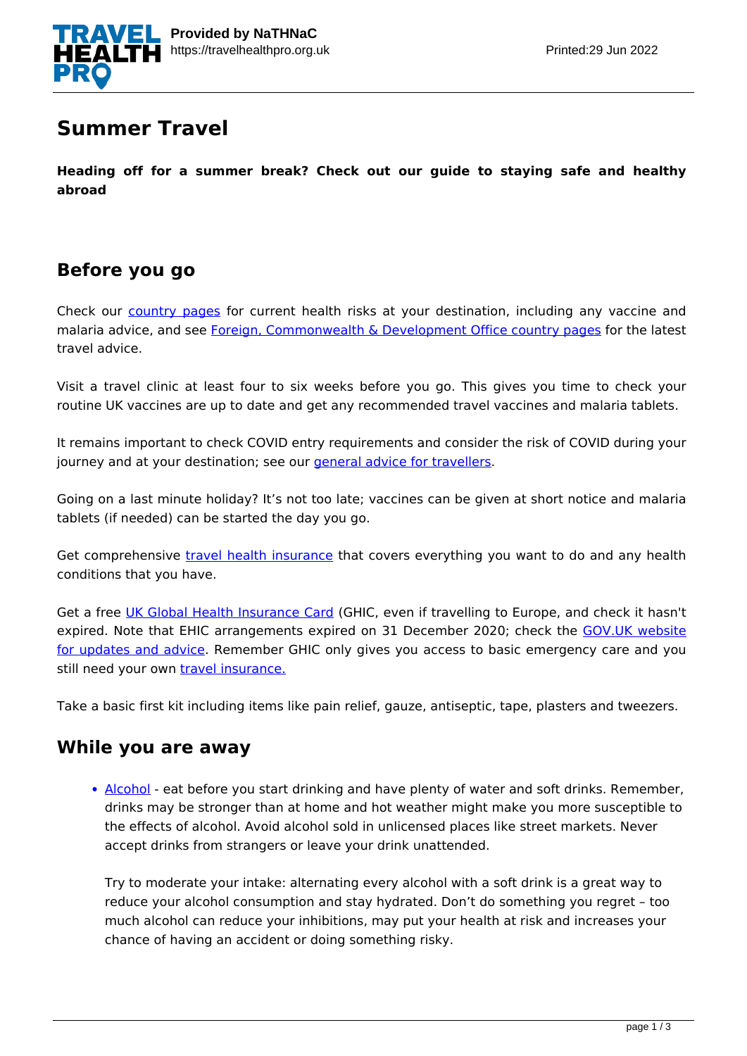# Summer Travel

**Heading off for a summer break? Check out our guide to staying safe and healthy abroad**

## Before you go

Check our country pages for current health risks at your destination, including any vaccine and malaria advice, and see Foreign, Commonwealth & Development Office country pages for the latest travel advice.

Visit a travel clinic at least four to six weeks before you go. This gives you time to check your routine UK vaccines are up to date and get any recommended travel vaccines and malaria tablets.

It remains important to check COVID entry requirements and consider the risk of COVID during your journey and at your destination; see our general advice for travellers.

Going on a last minute holiday? It's not too late; vaccines can be given at short notice and malaria tablets (if needed) can be started the day you go.

Get comprehensive travel health insurance that covers everything you want to do and any health conditions that you have.

Get a free UK Global Health Insurance Card (GHIC, even if travelling to Europe, and check it hasn't expired. Note that EHIC arrangements expired on 31 December 2020; check the GOV.UK website for updates and advice. Remember GHIC only gives you access to basic emergency care and you still need your own travel insurance.

Take a basic first kit including items like pain relief, gauze, antiseptic, tape, plasters and tweezers.

## While you are away

- Alcohol - eat before you start drinking and have plenty of water and soft drinks. Remember, drinks may be stronger than at home and hot weather might make you more susceptible to the effects of alcohol. Avoid alcohol sold in unlicensed places like street markets. Never accept drinks from strangers or leave your drink unattended.

  Try to moderate your intake: alternating every alcohol with a soft drink is a great way to reduce your alcohol consumption and stay hydrated. Don't do something you regret – too much alcohol can reduce your inhibitions, may put your health at risk and increases your chance of having an accident or doing something risky.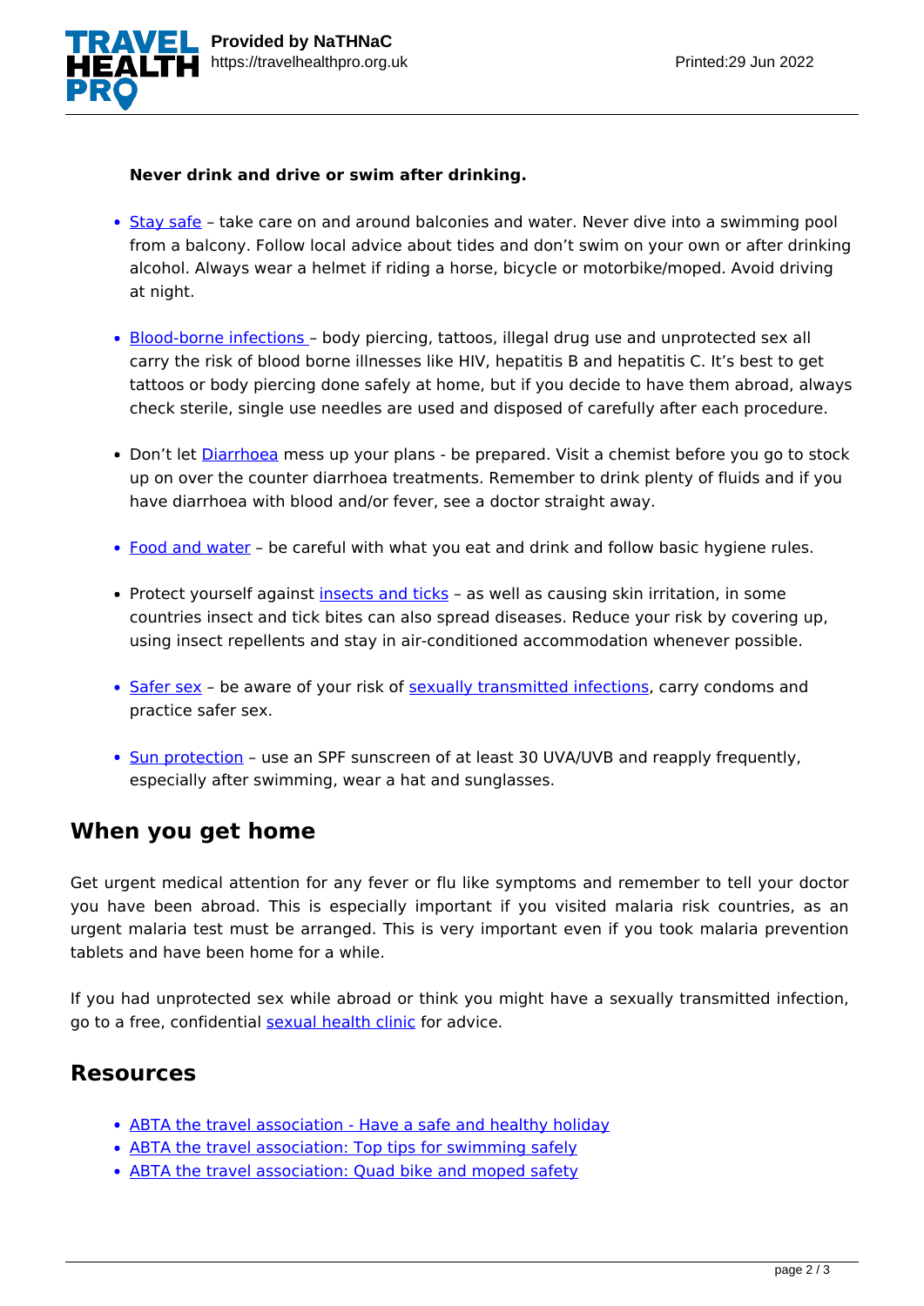**Never drink and drive or swim after drinking.**

- Stay safe – take care on and around balconies and water. Never dive into a swimming pool from a balcony. Follow local advice about tides and don't swim on your own or after drinking alcohol. Always wear a helmet if riding a horse, bicycle or motorbike/moped. Avoid driving at night.

- Blood-borne infections – body piercing, tattoos, illegal drug use and unprotected sex all carry the risk of blood borne illnesses like HIV, hepatitis B and hepatitis C. It's best to get tattoos or body piercing done safely at home, but if you decide to have them abroad, always check sterile, single use needles are used and disposed of carefully after each procedure.

- Don't let Diarrhoea mess up your plans - be prepared. Visit a chemist before you go to stock up on over the counter diarrhoea treatments. Remember to drink plenty of fluids and if you have diarrhoea with blood and/or fever, see a doctor straight away.

- Food and water – be careful with what you eat and drink and follow basic hygiene rules.

- Protect yourself against insects and ticks – as well as causing skin irritation, in some countries insect and tick bites can also spread diseases. Reduce your risk by covering up, using insect repellents and stay in air-conditioned accommodation whenever possible.

- Safer sex – be aware of your risk of sexually transmitted infections, carry condoms and practice safer sex.

- Sun protection – use an SPF sunscreen of at least 30 UVA/UVB and reapply frequently, especially after swimming, wear a hat and sunglasses.

## When you get home

Get urgent medical attention for any fever or flu like symptoms and remember to tell your doctor you have been abroad. This is especially important if you visited malaria risk countries, as an urgent malaria test must be arranged. This is very important even if you took malaria prevention tablets and have been home for a while.

If you had unprotected sex while abroad or think you might have a sexually transmitted infection, go to a free, confidential sexual health clinic for advice.

## Resources

- ABTA the travel association - Have a safe and healthy holiday
- ABTA the travel association: Top tips for swimming safely
- ABTA the travel association: Quad bike and moped safety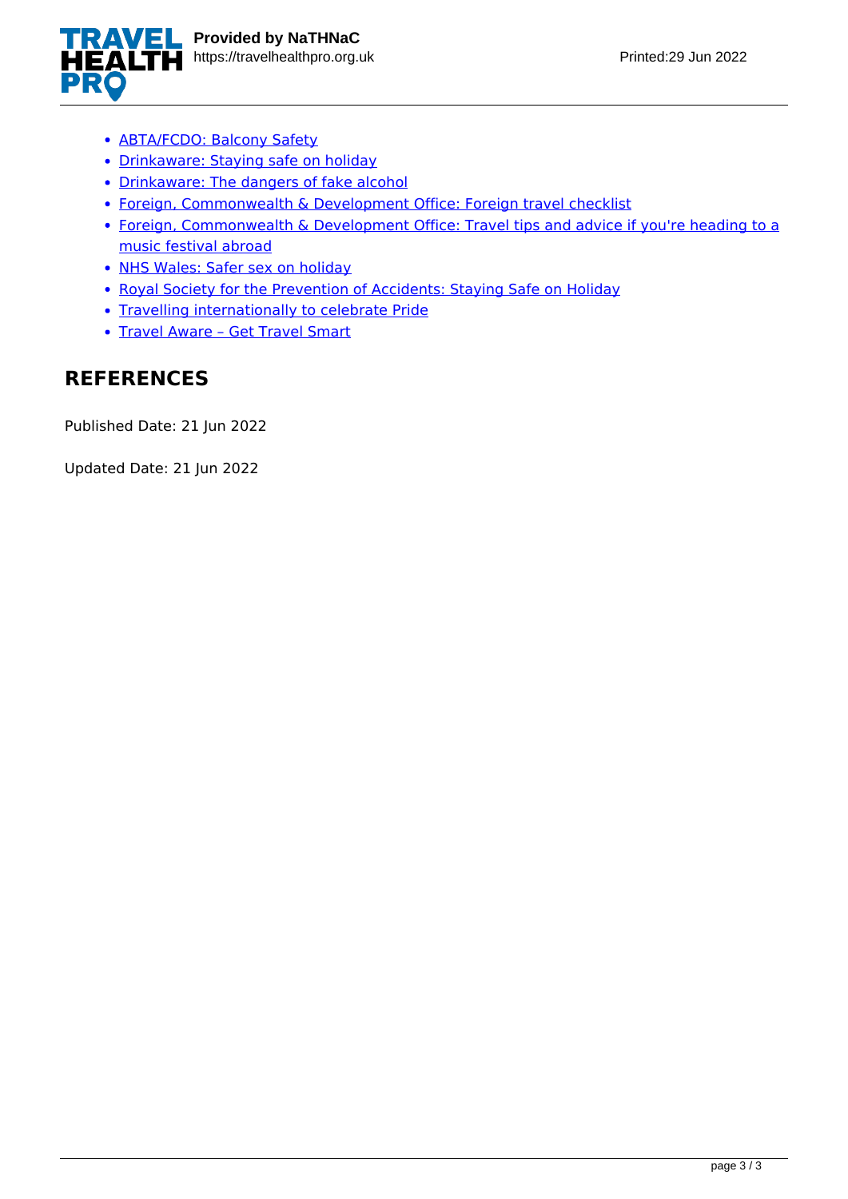- ABTA/FCDO: Balcony Safety
- Drinkaware: Staying safe on holiday
- Drinkaware: The dangers of fake alcohol
- Foreign, Commonwealth & Development Office: Foreign travel checklist
- Foreign, Commonwealth & Development Office: Travel tips and advice if you're heading to a music festival abroad
- NHS Wales: Safer sex on holiday
- Royal Society for the Prevention of Accidents: Staying Safe on Holiday
- Travelling internationally to celebrate Pride
- Travel Aware – Get Travel Smart

## REFERENCES

Published Date: 21 Jun 2022

Updated Date: 21 Jun 2022